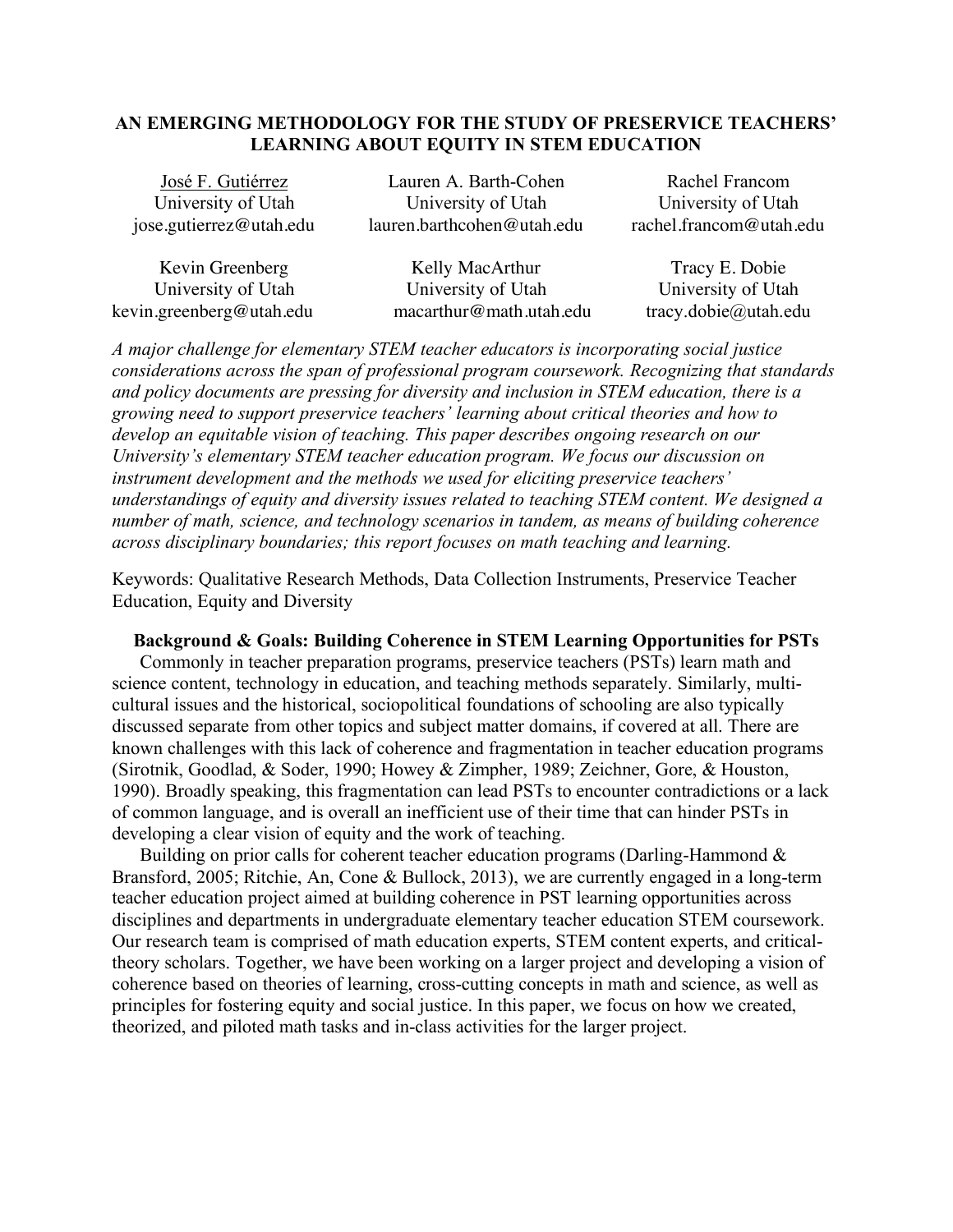# AN EMERGING METHODOLOGY FOR THE STUDY OF PRESERVICE TEACHERS' LEARNING ABOUT EQUITY IN STEM EDUCATION

| José F. Gutiérrez | Lauren A. Barth-Cohen | Rachel Francom |
|---|---|---|
| University of Utah | University of Utah | University of Utah |
| jose.gutierrez@utah.edu | lauren.barthcohen@utah.edu | rachel.francom@utah.edu |

| Kevin Greenberg | Kelly MacArthur | Tracy E. Dobie |
|---|---|---|
| University of Utah | University of Utah | University of Utah |
| kevin.greenberg@utah.edu | macarthur@math.utah.edu | tracy.dobie@utah.edu |

*A major challenge for elementary STEM teacher educators is incorporating social justice considerations across the span of professional program coursework. Recognizing that standards and policy documents are pressing for diversity and inclusion in STEM education, there is a growing need to support preservice teachers' learning about critical theories and how to develop an equitable vision of teaching. This paper describes ongoing research on our University's elementary STEM teacher education program. We focus our discussion on instrument development and the methods we used for eliciting preservice teachers' understandings of equity and diversity issues related to teaching STEM content. We designed a number of math, science, and technology scenarios in tandem, as means of building coherence across disciplinary boundaries; this report focuses on math teaching and learning.*

Keywords: Qualitative Research Methods, Data Collection Instruments, Preservice Teacher Education, Equity and Diversity

## Background & Goals: Building Coherence in STEM Learning Opportunities for PSTs

Commonly in teacher preparation programs, preservice teachers (PSTs) learn math and science content, technology in education, and teaching methods separately. Similarly, multi-cultural issues and the historical, sociopolitical foundations of schooling are also typically discussed separate from other topics and subject matter domains, if covered at all. There are known challenges with this lack of coherence and fragmentation in teacher education programs (Sirotnik, Goodlad, & Soder, 1990; Howey & Zimpher, 1989; Zeichner, Gore, & Houston, 1990). Broadly speaking, this fragmentation can lead PSTs to encounter contradictions or a lack of common language, and is overall an inefficient use of their time that can hinder PSTs in developing a clear vision of equity and the work of teaching.

Building on prior calls for coherent teacher education programs (Darling-Hammond & Bransford, 2005; Ritchie, An, Cone & Bullock, 2013), we are currently engaged in a long-term teacher education project aimed at building coherence in PST learning opportunities across disciplines and departments in undergraduate elementary teacher education STEM coursework. Our research team is comprised of math education experts, STEM content experts, and critical-theory scholars. Together, we have been working on a larger project and developing a vision of coherence based on theories of learning, cross-cutting concepts in math and science, as well as principles for fostering equity and social justice. In this paper, we focus on how we created, theorized, and piloted math tasks and in-class activities for the larger project.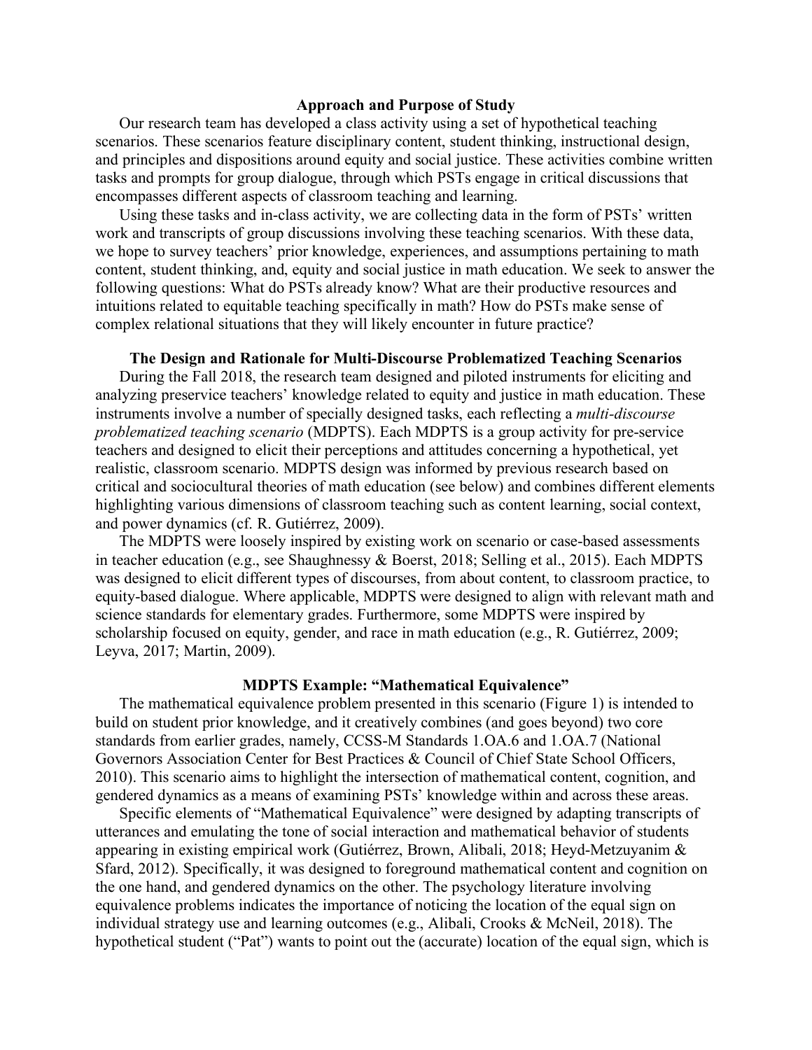## Approach and Purpose of Study

Our research team has developed a class activity using a set of hypothetical teaching scenarios. These scenarios feature disciplinary content, student thinking, instructional design, and principles and dispositions around equity and social justice. These activities combine written tasks and prompts for group dialogue, through which PSTs engage in critical discussions that encompasses different aspects of classroom teaching and learning.

Using these tasks and in-class activity, we are collecting data in the form of PSTs' written work and transcripts of group discussions involving these teaching scenarios. With these data, we hope to survey teachers' prior knowledge, experiences, and assumptions pertaining to math content, student thinking, and, equity and social justice in math education. We seek to answer the following questions: What do PSTs already know? What are their productive resources and intuitions related to equitable teaching specifically in math? How do PSTs make sense of complex relational situations that they will likely encounter in future practice?

## The Design and Rationale for Multi-Discourse Problematized Teaching Scenarios

During the Fall 2018, the research team designed and piloted instruments for eliciting and analyzing preservice teachers' knowledge related to equity and justice in math education. These instruments involve a number of specially designed tasks, each reflecting a *multi-discourse problematized teaching scenario* (MDPTS). Each MDPTS is a group activity for pre-service teachers and designed to elicit their perceptions and attitudes concerning a hypothetical, yet realistic, classroom scenario. MDPTS design was informed by previous research based on critical and sociocultural theories of math education (see below) and combines different elements highlighting various dimensions of classroom teaching such as content learning, social context, and power dynamics (cf. R. Gutiérrez, 2009).

The MDPTS were loosely inspired by existing work on scenario or case-based assessments in teacher education (e.g., see Shaughnessy & Boerst, 2018; Selling et al., 2015). Each MDPTS was designed to elicit different types of discourses, from about content, to classroom practice, to equity-based dialogue. Where applicable, MDPTS were designed to align with relevant math and science standards for elementary grades. Furthermore, some MDPTS were inspired by scholarship focused on equity, gender, and race in math education (e.g., R. Gutiérrez, 2009; Leyva, 2017; Martin, 2009).

## MDPTS Example: "Mathematical Equivalence"

The mathematical equivalence problem presented in this scenario (Figure 1) is intended to build on student prior knowledge, and it creatively combines (and goes beyond) two core standards from earlier grades, namely, CCSS-M Standards 1.OA.6 and 1.OA.7 (National Governors Association Center for Best Practices & Council of Chief State School Officers, 2010). This scenario aims to highlight the intersection of mathematical content, cognition, and gendered dynamics as a means of examining PSTs' knowledge within and across these areas.

Specific elements of "Mathematical Equivalence" were designed by adapting transcripts of utterances and emulating the tone of social interaction and mathematical behavior of students appearing in existing empirical work (Gutiérrez, Brown, Alibali, 2018; Heyd-Metzuyanim & Sfard, 2012). Specifically, it was designed to foreground mathematical content and cognition on the one hand, and gendered dynamics on the other. The psychology literature involving equivalence problems indicates the importance of noticing the location of the equal sign on individual strategy use and learning outcomes (e.g., Alibali, Crooks & McNeil, 2018). The hypothetical student ("Pat") wants to point out the (accurate) location of the equal sign, which is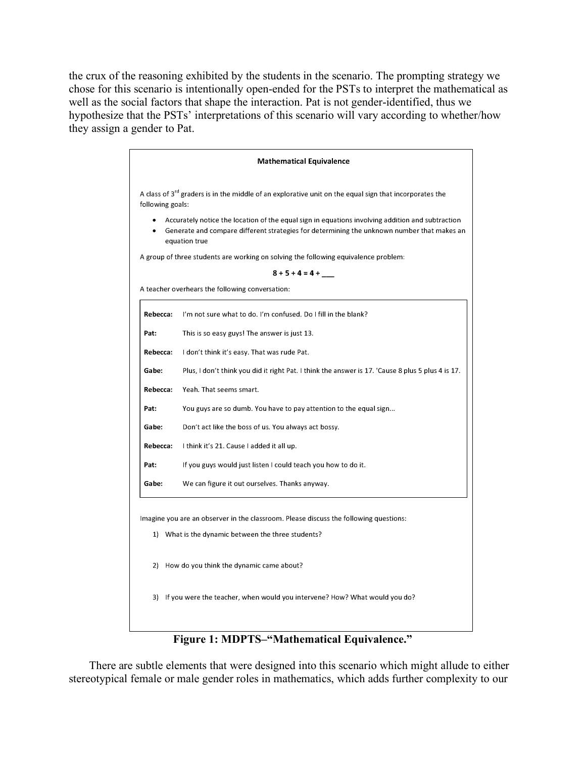the crux of the reasoning exhibited by the students in the scenario. The prompting strategy we chose for this scenario is intentionally open-ended for the PSTs to interpret the mathematical as well as the social factors that shape the interaction. Pat is not gender-identified, thus we hypothesize that the PSTs' interpretations of this scenario will vary according to whether/how they assign a gender to Pat.

**Mathematical Equivalence**

A class of 3rd graders is in the middle of an explorative unit on the equal sign that incorporates the following goals:

- Accurately notice the location of the equal sign in equations involving addition and subtraction
- Generate and compare different strategies for determining the unknown number that makes an equation true

A group of three students are working on solving the following equivalence problem:

$$8 + 5 + 4 = 4 + \_\_\_$$

A teacher overhears the following conversation:

| | |
|---|---|
| **Rebecca:** | I'm not sure what to do. I'm confused. Do I fill in the blank? |
| **Pat:** | This is so easy guys! The answer is just 13. |
| **Rebecca:** | I don't think it's easy. That was rude Pat. |
| **Gabe:** | Plus, I don't think you did it right Pat. I think the answer is 17. 'Cause 8 plus 5 plus 4 is 17. |
| **Rebecca:** | Yeah. That seems smart. |
| **Pat:** | You guys are so dumb. You have to pay attention to the equal sign... |
| **Gabe:** | Don't act like the boss of us. You always act bossy. |
| **Rebecca:** | I think it's 21. Cause I added it all up. |
| **Pat:** | If you guys would just listen I could teach you how to do it. |
| **Gabe:** | We can figure it out ourselves. Thanks anyway. |

Imagine you are an observer in the classroom. Please discuss the following questions:

1) What is the dynamic between the three students?
2) How do you think the dynamic came about?
3) If you were the teacher, when would you intervene? How? What would you do?

**Figure 1: MDPTS–"Mathematical Equivalence."**

There are subtle elements that were designed into this scenario which might allude to either stereotypical female or male gender roles in mathematics, which adds further complexity to our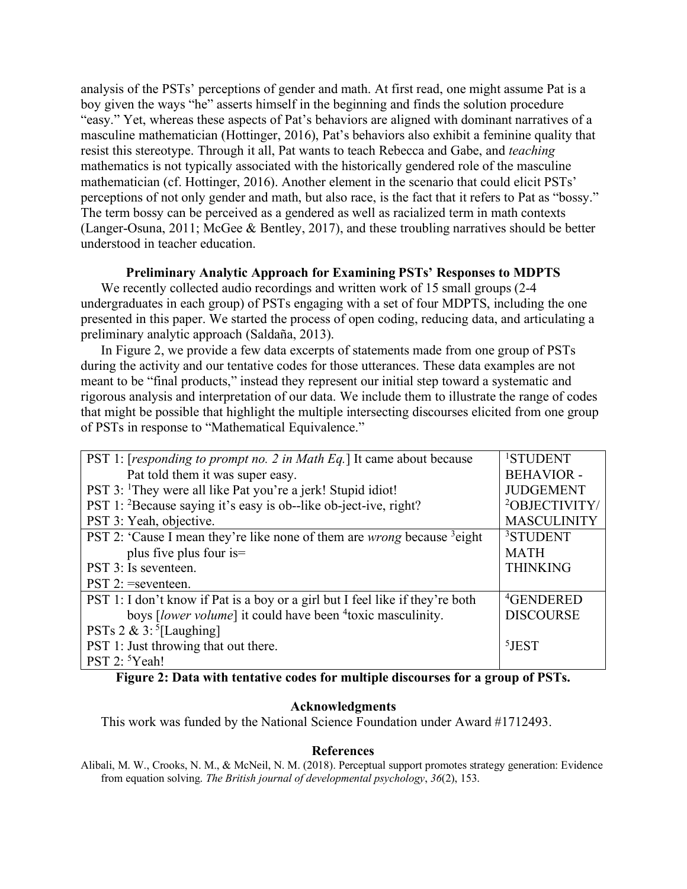analysis of the PSTs' perceptions of gender and math. At first read, one might assume Pat is a boy given the ways "he" asserts himself in the beginning and finds the solution procedure "easy." Yet, whereas these aspects of Pat's behaviors are aligned with dominant narratives of a masculine mathematician (Hottinger, 2016), Pat's behaviors also exhibit a feminine quality that resist this stereotype. Through it all, Pat wants to teach Rebecca and Gabe, and *teaching* mathematics is not typically associated with the historically gendered role of the masculine mathematician (cf. Hottinger, 2016). Another element in the scenario that could elicit PSTs' perceptions of not only gender and math, but also race, is the fact that it refers to Pat as "bossy." The term bossy can be perceived as a gendered as well as racialized term in math contexts (Langer-Osuna, 2011; McGee & Bentley, 2017), and these troubling narratives should be better understood in teacher education.

### Preliminary Analytic Approach for Examining PSTs' Responses to MDPTS

We recently collected audio recordings and written work of 15 small groups (2-4 undergraduates in each group) of PSTs engaging with a set of four MDPTS, including the one presented in this paper. We started the process of open coding, reducing data, and articulating a preliminary analytic approach (Saldaña, 2013).

In Figure 2, we provide a few data excerpts of statements made from one group of PSTs during the activity and our tentative codes for those utterances. These data examples are not meant to be "final products," instead they represent our initial step toward a systematic and rigorous analysis and interpretation of our data. We include them to illustrate the range of codes that might be possible that highlight the multiple intersecting discourses elicited from one group of PSTs in response to "Mathematical Equivalence."

| Utterances | Codes |
|---|---|
| PST 1: [*responding to prompt no. 2 in Math Eq.*] It came about because Pat told them it was super easy.<br>PST 3: [1]They were all like Pat you're a jerk! Stupid idiot!<br>PST 1: [2]Because saying it's easy is ob--like ob-ject-ive, right?<br>PST 3: Yeah, objective. | [1]STUDENT BEHAVIOR - JUDGEMENT<br>[2]OBJECTIVITY/ MASCULINITY |
| PST 2: 'Cause I mean they're like none of them are *wrong* because [3]eight plus five plus four is=<br>PST 3: Is seventeen.<br>PST 2: =seventeen. | [3]STUDENT MATH THINKING |
| PST 1: I don't know if Pat is a boy or a girl but I feel like if they're both boys [*lower volume*] it could have been [4]toxic masculinity.<br>PSTs 2 & 3: [5][Laughing]<br>PST 1: Just throwing that out there.<br>PST 2: [5]Yeah! | [4]GENDERED DISCOURSE<br>[5]JEST |

**Figure 2: Data with tentative codes for multiple discourses for a group of PSTs.**

### Acknowledgments

This work was funded by the National Science Foundation under Award #1712493.

### References

Alibali, M. W., Crooks, N. M., & McNeil, N. M. (2018). Perceptual support promotes strategy generation: Evidence from equation solving. *The British journal of developmental psychology*, *36*(2), 153.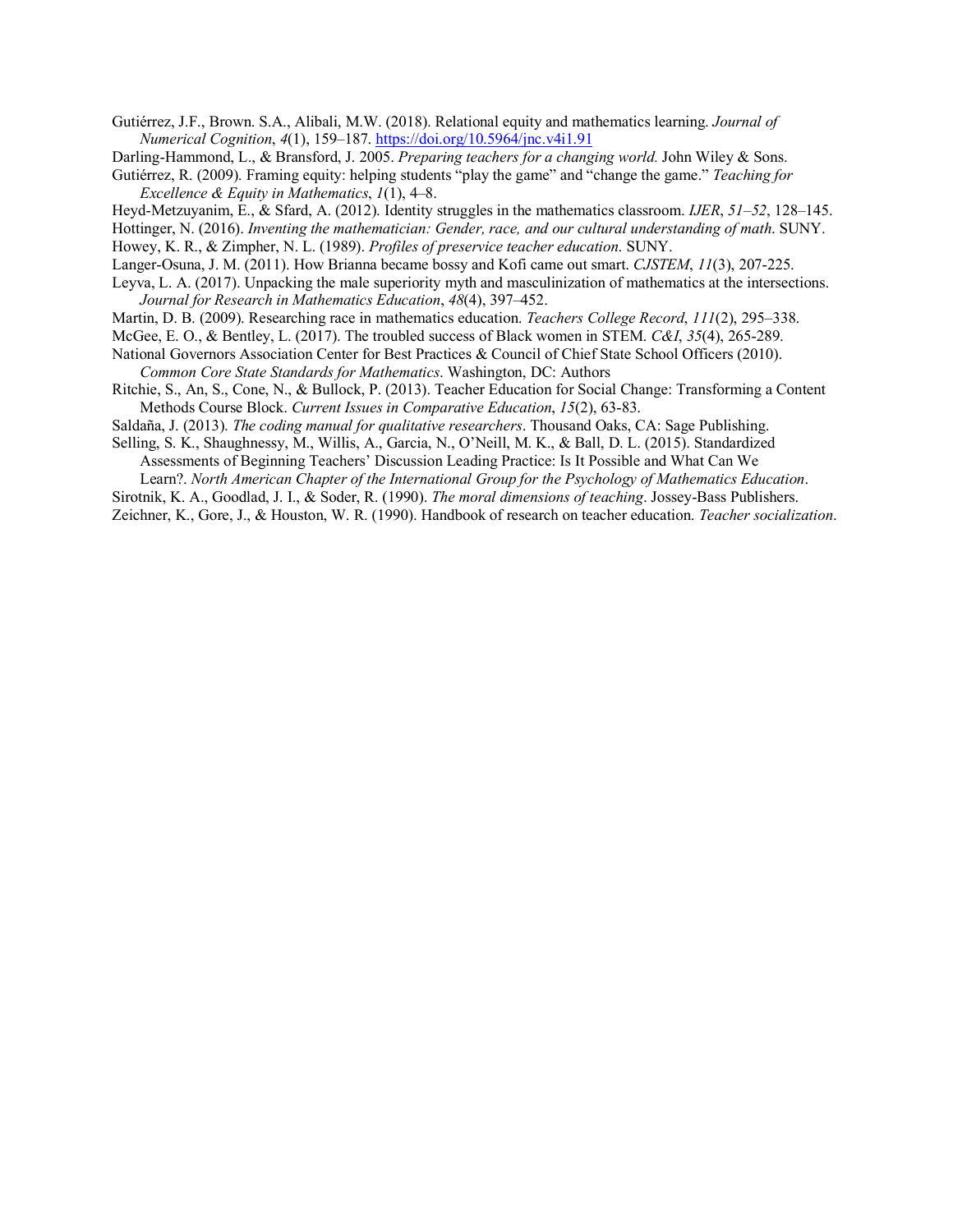Gutiérrez, J.F., Brown. S.A., Alibali, M.W. (2018). Relational equity and mathematics learning. *Journal of Numerical Cognition*, *4*(1), 159–187. https://doi.org/10.5964/jnc.v4i1.91

Darling-Hammond, L., & Bransford, J. 2005. *Preparing teachers for a changing world.* John Wiley & Sons.

Gutiérrez, R. (2009). Framing equity: helping students "play the game" and "change the game." *Teaching for Excellence & Equity in Mathematics*, *1*(1), 4–8.

Heyd-Metzuyanim, E., & Sfard, A. (2012). Identity struggles in the mathematics classroom. *IJER*, *51–52*, 128–145.

Hottinger, N. (2016). *Inventing the mathematician: Gender, race, and our cultural understanding of math*. SUNY.

Howey, K. R., & Zimpher, N. L. (1989). *Profiles of preservice teacher education*. SUNY.

Langer-Osuna, J. M. (2011). How Brianna became bossy and Kofi came out smart. *CJSTEM*, *11*(3), 207-225.

Leyva, L. A. (2017). Unpacking the male superiority myth and masculinization of mathematics at the intersections. *Journal for Research in Mathematics Education*, *48*(4), 397–452.

Martin, D. B. (2009). Researching race in mathematics education. *Teachers College Record*, *111*(2), 295–338.

McGee, E. O., & Bentley, L. (2017). The troubled success of Black women in STEM. *C&I*, *35*(4), 265-289.

National Governors Association Center for Best Practices & Council of Chief State School Officers (2010). *Common Core State Standards for Mathematics*. Washington, DC: Authors

Ritchie, S., An, S., Cone, N., & Bullock, P. (2013). Teacher Education for Social Change: Transforming a Content Methods Course Block. *Current Issues in Comparative Education*, *15*(2), 63-83.

Saldaña, J. (2013). *The coding manual for qualitative researchers*. Thousand Oaks, CA: Sage Publishing.

Selling, S. K., Shaughnessy, M., Willis, A., Garcia, N., O'Neill, M. K., & Ball, D. L. (2015). Standardized Assessments of Beginning Teachers' Discussion Leading Practice: Is It Possible and What Can We Learn?. *North American Chapter of the International Group for the Psychology of Mathematics Education*.

Sirotnik, K. A., Goodlad, J. I., & Soder, R. (1990). *The moral dimensions of teaching*. Jossey-Bass Publishers.

Zeichner, K., Gore, J., & Houston, W. R. (1990). Handbook of research on teacher education. *Teacher socialization*.